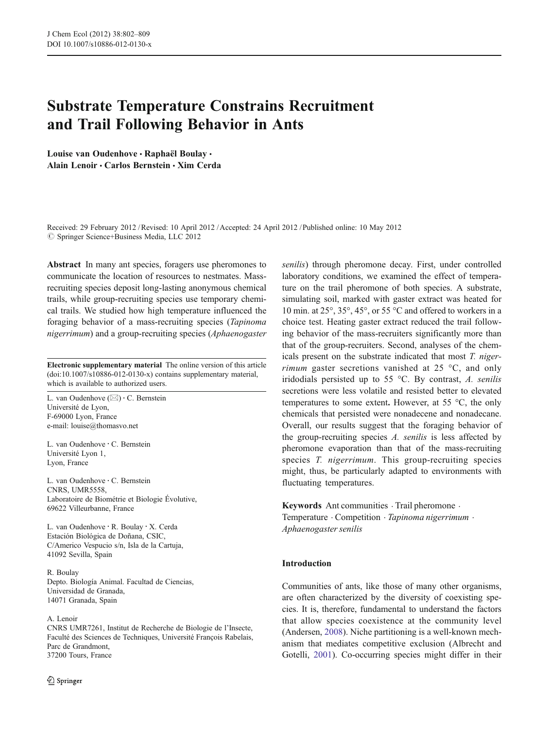J Chem Ecol (2012) 38:802–809
DOI 10.1007/s10886-012-0130-x

# Substrate Temperature Constrains Recruitment and Trail Following Behavior in Ants

**Louise van Oudenhove · Raphaël Boulay · Alain Lenoir · Carlos Bernstein · Xim Cerda**

Received: 29 February 2012 / Revised: 10 April 2012 / Accepted: 24 April 2012 / Published online: 10 May 2012
© Springer Science+Business Media, LLC 2012

**Abstract** In many ant species, foragers use pheromones to communicate the location of resources to nestmates. Mass-recruiting species deposit long-lasting anonymous chemical trails, while group-recruiting species use temporary chemical trails. We studied how high temperature influenced the foraging behavior of a mass-recruiting species (*Tapinoma nigerrimum*) and a group-recruiting species (*Aphaenogaster senilis*) through pheromone decay. First, under controlled laboratory conditions, we examined the effect of temperature on the trail pheromone of both species. A substrate, simulating soil, marked with gaster extract was heated for 10 min. at 25°, 35°, 45°, or 55 °C and offered to workers in a choice test. Heating gaster extract reduced the trail following behavior of the mass-recruiters significantly more than that of the group-recruiters. Second, analyses of the chemicals present on the substrate indicated that most *T. nigerrimum* gaster secretions vanished at 25 °C, and only iridodials persisted up to 55 °C. By contrast, *A. senilis* secretions were less volatile and resisted better to elevated temperatures to some extent**.** However, at 55 °C, the only chemicals that persisted were nonadecene and nonadecane. Overall, our results suggest that the foraging behavior of the group-recruiting species *A. senilis* is less affected by pheromone evaporation than that of the mass-recruiting species *T. nigerrimum*. This group-recruiting species might, thus, be particularly adapted to environments with fluctuating temperatures.

**Keywords** Ant communities · Trail pheromone · Temperature · Competition · *Tapinoma nigerrimum* · *Aphaenogaster senilis*

**Electronic supplementary material** The online version of this article (doi:10.1007/s10886-012-0130-x) contains supplementary material, which is available to authorized users.

L. van Oudenhove (✉) · C. Bernstein
Université de Lyon,
F-69000 Lyon, France
e-mail: louise@thomasvo.net

L. van Oudenhove · C. Bernstein
Université Lyon 1,
Lyon, France

L. van Oudenhove · C. Bernstein
CNRS, UMR5558,
Laboratoire de Biométrie et Biologie Évolutive,
69622 Villeurbanne, France

L. van Oudenhove · R. Boulay · X. Cerda
Estación Biológica de Doñana, CSIC,
C/Americo Vespucio s/n, Isla de la Cartuja,
41092 Sevilla, Spain

R. Boulay
Depto. Biología Animal. Facultad de Ciencias,
Universidad de Granada,
14071 Granada, Spain

A. Lenoir
CNRS UMR7261, Institut de Recherche de Biologie de l'Insecte,
Faculté des Sciences de Techniques, Université François Rabelais,
Parc de Grandmont,
37200 Tours, France

## Introduction

Communities of ants, like those of many other organisms, are often characterized by the diversity of coexisting species. It is, therefore, fundamental to understand the factors that allow species coexistence at the community level (Andersen, 2008). Niche partitioning is a well-known mechanism that mediates competitive exclusion (Albrecht and Gotelli, 2001). Co-occurring species might differ in their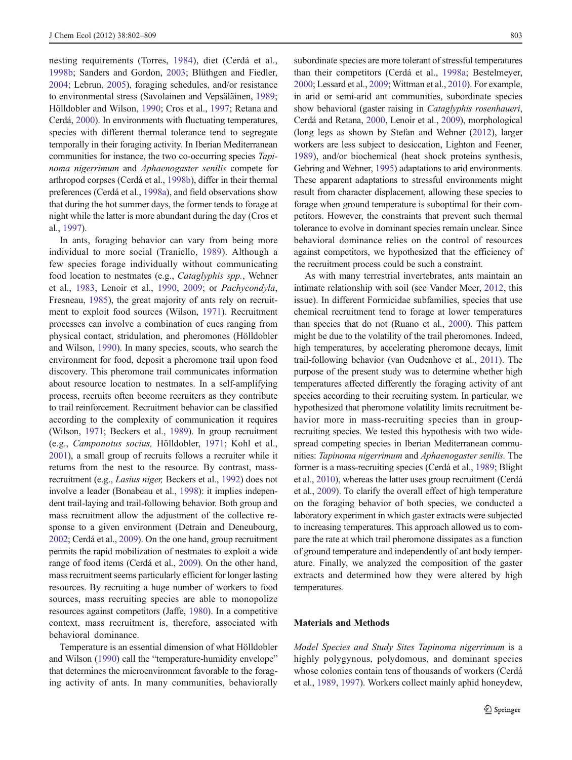nesting requirements (Torres, 1984), diet (Cerdá et al., 1998b; Sanders and Gordon, 2003; Blüthgen and Fiedler, 2004; Lebrun, 2005), foraging schedules, and/or resistance to environmental stress (Savolainen and Vepsäläinen, 1989; Hölldobler and Wilson, 1990; Cros et al., 1997; Retana and Cerdá, 2000). In environments with fluctuating temperatures, species with different thermal tolerance tend to segregate temporally in their foraging activity. In Iberian Mediterranean communities for instance, the two co-occurring species *Tapinoma nigerrimum* and *Aphaenogaster senilis* compete for arthropod corpses (Cerdá et al., 1998b), differ in their thermal preferences (Cerdá et al., 1998a), and field observations show that during the hot summer days, the former tends to forage at night while the latter is more abundant during the day (Cros et al., 1997).

In ants, foraging behavior can vary from being more individual to more social (Traniello, 1989). Although a few species forage individually without communicating food location to nestmates (e.g., *Cataglyphis spp.*, Wehner et al., 1983, Lenoir et al., 1990, 2009; or *Pachycondyla*, Fresneau, 1985), the great majority of ants rely on recruitment to exploit food sources (Wilson, 1971). Recruitment processes can involve a combination of cues ranging from physical contact, stridulation, and pheromones (Hölldobler and Wilson, 1990). In many species, scouts, who search the environment for food, deposit a pheromone trail upon food discovery. This pheromone trail communicates information about resource location to nestmates. In a self-amplifying process, recruits often become recruiters as they contribute to trail reinforcement. Recruitment behavior can be classified according to the complexity of communication it requires (Wilson, 1971; Beckers et al., 1989). In group recruitment (e.g., *Camponotus socius,* Hölldobler, 1971; Kohl et al., 2001), a small group of recruits follows a recruiter while it returns from the nest to the resource. By contrast, mass-recruitment (e.g., *Lasius niger,* Beckers et al., 1992) does not involve a leader (Bonabeau et al., 1998): it implies independent trail-laying and trail-following behavior. Both group and mass recruitment allow the adjustment of the collective response to a given environment (Detrain and Deneubourg, 2002; Cerdá et al., 2009). On the one hand, group recruitment permits the rapid mobilization of nestmates to exploit a wide range of food items (Cerdá et al., 2009). On the other hand, mass recruitment seems particularly efficient for longer lasting resources. By recruiting a huge number of workers to food sources, mass recruiting species are able to monopolize resources against competitors (Jaffe, 1980). In a competitive context, mass recruitment is, therefore, associated with behavioral dominance.

Temperature is an essential dimension of what Hölldobler and Wilson (1990) call the "temperature-humidity envelope" that determines the microenvironment favorable to the foraging activity of ants. In many communities, behaviorally subordinate species are more tolerant of stressful temperatures than their competitors (Cerdá et al., 1998a; Bestelmeyer, 2000; Lessard et al., 2009; Wittman et al., 2010). For example, in arid or semi-arid ant communities, subordinate species show behavioral (gaster raising in *Cataglyphis rosenhaueri*, Cerdá and Retana, 2000, Lenoir et al., 2009), morphological (long legs as shown by Stefan and Wehner (2012), larger workers are less subject to desiccation, Lighton and Feener, 1989), and/or biochemical (heat shock proteins synthesis, Gehring and Wehner, 1995) adaptations to arid environments. These apparent adaptations to stressful environments might result from character displacement, allowing these species to forage when ground temperature is suboptimal for their competitors. However, the constraints that prevent such thermal tolerance to evolve in dominant species remain unclear. Since behavioral dominance relies on the control of resources against competitors, we hypothesized that the efficiency of the recruitment process could be such a constraint.

As with many terrestrial invertebrates, ants maintain an intimate relationship with soil (see Vander Meer, 2012, this issue). In different Formicidae subfamilies, species that use chemical recruitment tend to forage at lower temperatures than species that do not (Ruano et al., 2000). This pattern might be due to the volatility of the trail pheromones. Indeed, high temperatures, by accelerating pheromone decays, limit trail-following behavior (van Oudenhove et al., 2011). The purpose of the present study was to determine whether high temperatures affected differently the foraging activity of ant species according to their recruiting system. In particular, we hypothesized that pheromone volatility limits recruitment behavior more in mass-recruiting species than in group-recruiting species. We tested this hypothesis with two widespread competing species in Iberian Mediterranean communities: *Tapinoma nigerrimum* and *Aphaenogaster senilis.* The former is a mass-recruiting species (Cerdá et al., 1989; Blight et al., 2010), whereas the latter uses group recruitment (Cerdá et al., 2009). To clarify the overall effect of high temperature on the foraging behavior of both species, we conducted a laboratory experiment in which gaster extracts were subjected to increasing temperatures. This approach allowed us to compare the rate at which trail pheromone dissipates as a function of ground temperature and independently of ant body temperature. Finally, we analyzed the composition of the gaster extracts and determined how they were altered by high temperatures.

## Materials and Methods

*Model Species and Study Sites* *Tapinoma nigerrimum* is a highly polygynous, polydomous, and dominant species whose colonies contain tens of thousands of workers (Cerdá et al., 1989, 1997). Workers collect mainly aphid honeydew,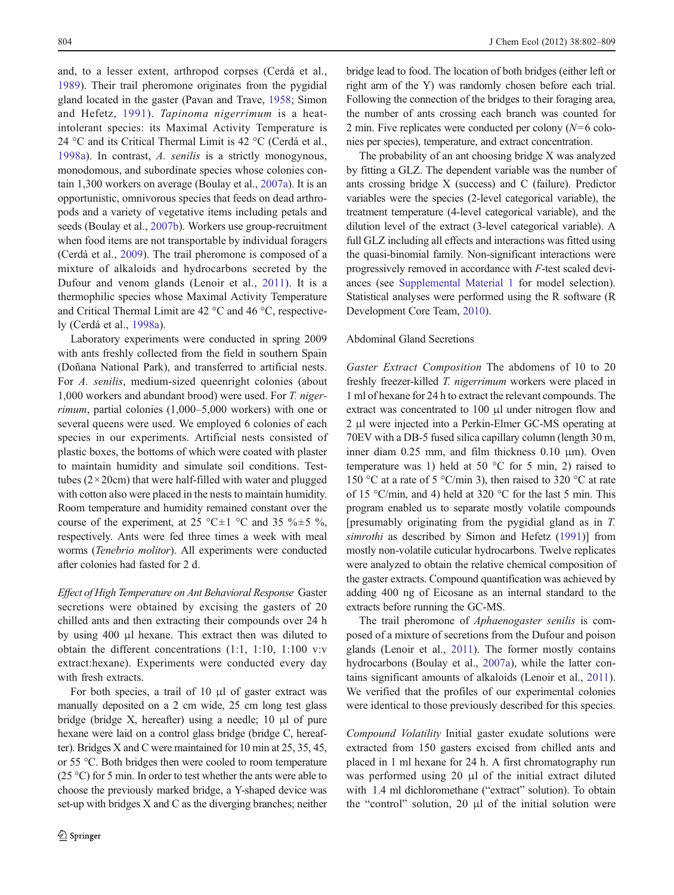and, to a lesser extent, arthropod corpses (Cerdá et al., 1989). Their trail pheromone originates from the pygidial gland located in the gaster (Pavan and Trave, 1958; Simon and Hefetz, 1991). *Tapinoma nigerrimum* is a heat-intolerant species: its Maximal Activity Temperature is 24 °C and its Critical Thermal Limit is 42 °C (Cerdá et al., 1998a). In contrast, *A. senilis* is a strictly monogynous, monodomous, and subordinate species whose colonies contain 1,300 workers on average (Boulay et al., 2007a). It is an opportunistic, omnivorous species that feeds on dead arthropods and a variety of vegetative items including petals and seeds (Boulay et al., 2007b). Workers use group-recruitment when food items are not transportable by individual foragers (Cerdá et al., 2009). The trail pheromone is composed of a mixture of alkaloids and hydrocarbons secreted by the Dufour and venom glands (Lenoir et al., 2011). It is a thermophilic species whose Maximal Activity Temperature and Critical Thermal Limit are 42 °C and 46 °C, respectively (Cerdá et al., 1998a).

Laboratory experiments were conducted in spring 2009 with ants freshly collected from the field in southern Spain (Doñana National Park), and transferred to artificial nests. For *A. senilis*, medium-sized queenright colonies (about 1,000 workers and abundant brood) were used. For *T. nigerrimum*, partial colonies (1,000–5,000 workers) with one or several queens were used. We employed 6 colonies of each species in our experiments. Artificial nests consisted of plastic boxes, the bottoms of which were coated with plaster to maintain humidity and simulate soil conditions. Test-tubes (2×20cm) that were half-filled with water and plugged with cotton also were placed in the nests to maintain humidity. Room temperature and humidity remained constant over the course of the experiment, at 25 °C±1 °C and 35 %±5 %, respectively. Ants were fed three times a week with meal worms (*Tenebrio molitor*). All experiments were conducted after colonies had fasted for 2 d.

*Effect of High Temperature on Ant Behavioral Response* Gaster secretions were obtained by excising the gasters of 20 chilled ants and then extracting their compounds over 24 h by using 400 μl hexane. This extract then was diluted to obtain the different concentrations (1:1, 1:10, 1:100 v:v extract:hexane). Experiments were conducted every day with fresh extracts.

For both species, a trail of 10 μl of gaster extract was manually deposited on a 2 cm wide, 25 cm long test glass bridge (bridge X, hereafter) using a needle; 10 μl of pure hexane were laid on a control glass bridge (bridge C, hereafter). Bridges X and C were maintained for 10 min at 25, 35, 45, or 55 °C. Both bridges then were cooled to room temperature (25 °C) for 5 min. In order to test whether the ants were able to choose the previously marked bridge, a Y-shaped device was set-up with bridges X and C as the diverging branches; neither bridge lead to food. The location of both bridges (either left or right arm of the Y) was randomly chosen before each trial. Following the connection of the bridges to their foraging area, the number of ants crossing each branch was counted for 2 min. Five replicates were conducted per colony ($N$=6 colonies per species), temperature, and extract concentration.

The probability of an ant choosing bridge X was analyzed by fitting a GLZ. The dependent variable was the number of ants crossing bridge X (success) and C (failure). Predictor variables were the species (2-level categorical variable), the treatment temperature (4-level categorical variable), and the dilution level of the extract (3-level categorical variable). A full GLZ including all effects and interactions was fitted using the quasi-binomial family. Non-significant interactions were progressively removed in accordance with $F$-test scaled deviances (see Supplemental Material 1 for model selection). Statistical analyses were performed using the R software (R Development Core Team, 2010).

## Abdominal Gland Secretions

*Gaster Extract Composition* The abdomens of 10 to 20 freshly freezer-killed *T. nigerrimum* workers were placed in 1 ml of hexane for 24 h to extract the relevant compounds. The extract was concentrated to 100 μl under nitrogen flow and 2 μl were injected into a Perkin-Elmer GC-MS operating at 70EV with a DB-5 fused silica capillary column (length 30 m, inner diam 0.25 mm, and film thickness 0.10 μm). Oven temperature was 1) held at 50 °C for 5 min, 2) raised to 150 °C at a rate of 5 °C/min 3), then raised to 320 °C at rate of 15 °C/min, and 4) held at 320 °C for the last 5 min. This program enabled us to separate mostly volatile compounds [presumably originating from the pygidial gland as in *T. simrothi* as described by Simon and Hefetz (1991)] from mostly non-volatile cuticular hydrocarbons. Twelve replicates were analyzed to obtain the relative chemical composition of the gaster extracts. Compound quantification was achieved by adding 400 ng of Eicosane as an internal standard to the extracts before running the GC-MS.

The trail pheromone of *Aphaenogaster senilis* is composed of a mixture of secretions from the Dufour and poison glands (Lenoir et al., 2011). The former mostly contains hydrocarbons (Boulay et al., 2007a), while the latter contains significant amounts of alkaloids (Lenoir et al., 2011). We verified that the profiles of our experimental colonies were identical to those previously described for this species.

*Compound Volatility* Initial gaster exudate solutions were extracted from 150 gasters excised from chilled ants and placed in 1 ml hexane for 24 h. A first chromatography run was performed using 20 μl of the initial extract diluted with 1.4 ml dichloromethane ("extract" solution). To obtain the "control" solution, 20 μl of the initial solution were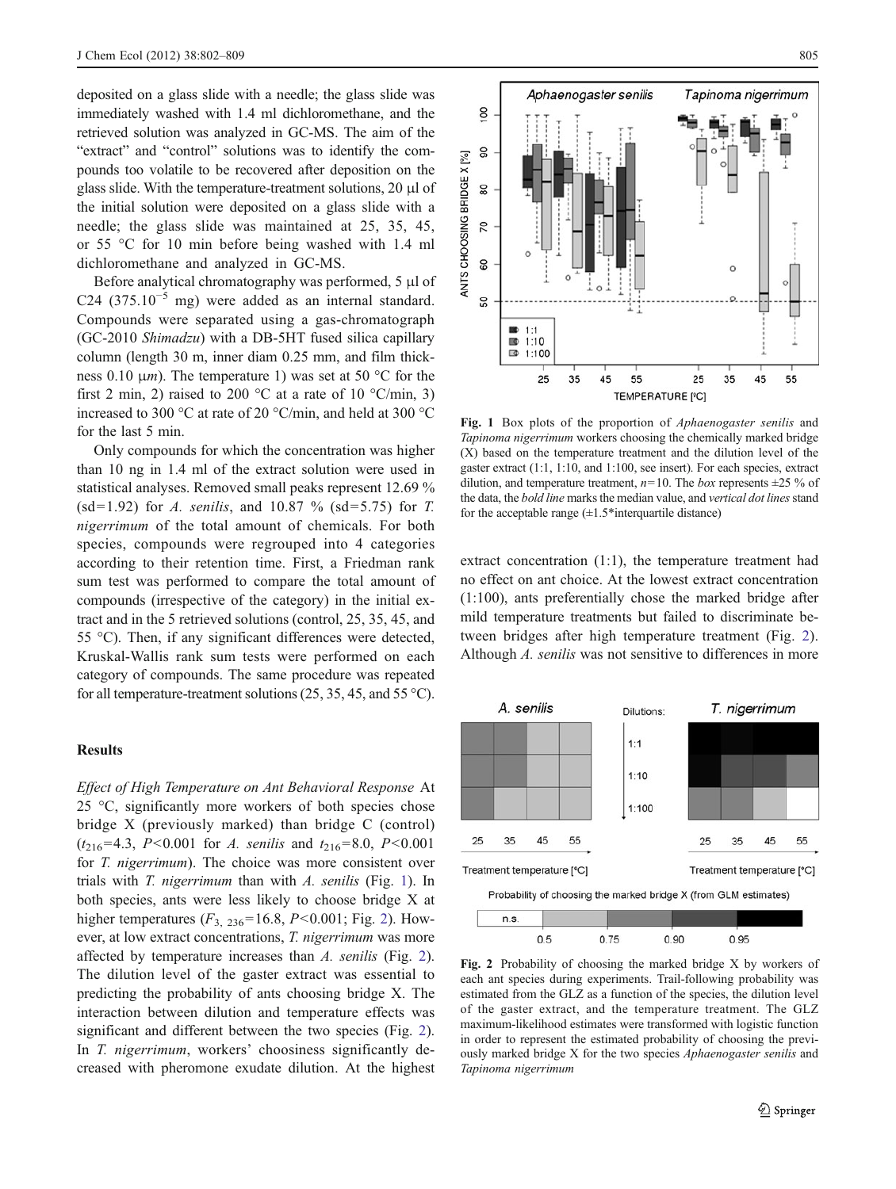deposited on a glass slide with a needle; the glass slide was immediately washed with 1.4 ml dichloromethane, and the retrieved solution was analyzed in GC-MS. The aim of the "extract" and "control" solutions was to identify the compounds too volatile to be recovered after deposition on the glass slide. With the temperature-treatment solutions, 20 μl of the initial solution were deposited on a glass slide with a needle; the glass slide was maintained at 25, 35, 45, or 55 °C for 10 min before being washed with 1.4 ml dichloromethane and analyzed in GC-MS.

Before analytical chromatography was performed, 5 μl of C24 ($375.10^{-5}$ mg) were added as an internal standard. Compounds were separated using a gas-chromatograph (GC-2010 *Shimadzu*) with a DB-5HT fused silica capillary column (length 30 m, inner diam 0.25 mm, and film thickness 0.10 μ*m*). The temperature 1) was set at 50 °C for the first 2 min, 2) raised to 200 °C at a rate of 10 °C/min, 3) increased to 300 °C at rate of 20 °C/min, and held at 300 °C for the last 5 min.

Only compounds for which the concentration was higher than 10 ng in 1.4 ml of the extract solution were used in statistical analyses. Removed small peaks represent 12.69 % (sd=1.92) for *A. senilis*, and 10.87 % (sd=5.75) for *T. nigerrimum* of the total amount of chemicals. For both species, compounds were regrouped into 4 categories according to their retention time. First, a Friedman rank sum test was performed to compare the total amount of compounds (irrespective of the category) in the initial extract and in the 5 retrieved solutions (control, 25, 35, 45, and 55 °C). Then, if any significant differences were detected, Kruskal-Wallis rank sum tests were performed on each category of compounds. The same procedure was repeated for all temperature-treatment solutions (25, 35, 45, and 55 °C).

## Results

*Effect of High Temperature on Ant Behavioral Response* At 25 °C, significantly more workers of both species chose bridge X (previously marked) than bridge C (control) ($t_{216}$=4.3, $P$<0.001 for *A. senilis* and $t_{216}$=8.0, $P$<0.001 for *T. nigerrimum*). The choice was more consistent over trials with *T. nigerrimum* than with *A. senilis* (Fig. 1). In both species, ants were less likely to choose bridge X at higher temperatures ($F_{3,\ 236}$=16.8, $P$<0.001; Fig. 2). However, at low extract concentrations, *T. nigerrimum* was more affected by temperature increases than *A. senilis* (Fig. 2). The dilution level of the gaster extract was essential to predicting the probability of ants choosing bridge X. The interaction between dilution and temperature effects was significant and different between the two species (Fig. 2). In *T. nigerrimum*, workers' choosiness significantly decreased with pheromone exudate dilution. At the highest extract concentration (1:1), the temperature treatment had no effect on ant choice. At the lowest extract concentration (1:100), ants preferentially chose the marked bridge after mild temperature treatments but failed to discriminate between bridges after high temperature treatment (Fig. 2). Although *A. senilis* was not sensitive to differences in more

**Fig. 1** Box plots of the proportion of *Aphaenogaster senilis* and *Tapinoma nigerrimum* workers choosing the chemically marked bridge (X) based on the temperature treatment and the dilution level of the gaster extract (1:1, 1:10, and 1:100, see insert). For each species, extract dilution, and temperature treatment, $n$=10. The *box* represents ±25 % of the data, the *bold line* marks the median value, and *vertical dot lines* stand for the acceptable range (±1.5*interquartile distance)

**Fig. 2** Probability of choosing the marked bridge X by workers of each ant species during experiments. Trail-following probability was estimated from the GLZ as a function of the species, the dilution level of the gaster extract, and the temperature treatment. The GLZ maximum-likelihood estimates were transformed with logistic function in order to represent the estimated probability of choosing the previously marked bridge X for the two species *Aphaenogaster senilis* and *Tapinoma nigerrimum*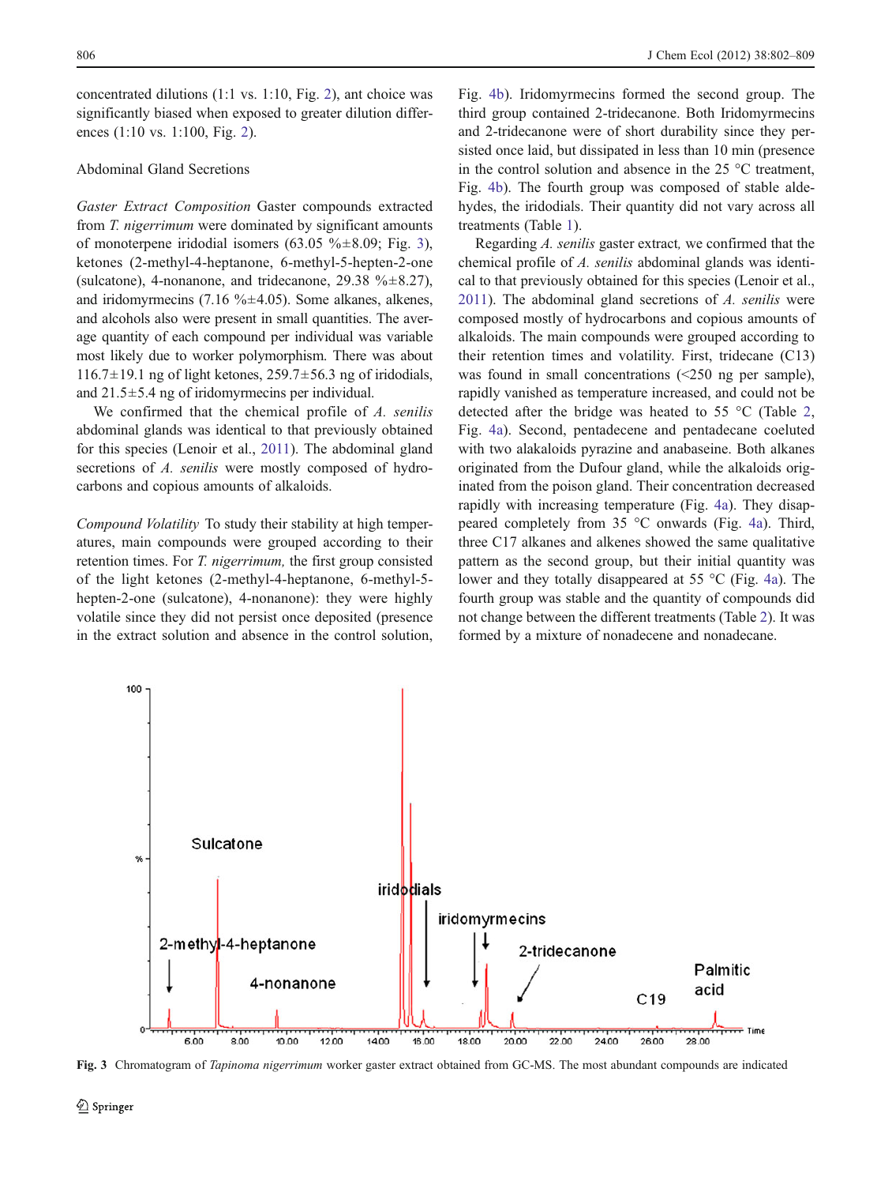concentrated dilutions (1:1 vs. 1:10, Fig. 2), ant choice was significantly biased when exposed to greater dilution differences (1:10 vs. 1:100, Fig. 2).

Abdominal Gland Secretions

*Gaster Extract Composition* Gaster compounds extracted from *T. nigerrimum* were dominated by significant amounts of monoterpene iridodial isomers (63.05 %±8.09; Fig. 3), ketones (2-methyl-4-heptanone, 6-methyl-5-hepten-2-one (sulcatone), 4-nonanone, and tridecanone, 29.38 %±8.27), and iridomyrmecins (7.16 %±4.05). Some alkanes, alkenes, and alcohols also were present in small quantities. The average quantity of each compound per individual was variable most likely due to worker polymorphism. There was about 116.7±19.1 ng of light ketones, 259.7±56.3 ng of iridodials, and 21.5±5.4 ng of iridomyrmecins per individual.

We confirmed that the chemical profile of *A. senilis* abdominal glands was identical to that previously obtained for this species (Lenoir et al., 2011). The abdominal gland secretions of *A. senilis* were mostly composed of hydrocarbons and copious amounts of alkaloids.

*Compound Volatility* To study their stability at high temperatures, main compounds were grouped according to their retention times. For *T. nigerrimum,* the first group consisted of the light ketones (2-methyl-4-heptanone, 6-methyl-5-hepten-2-one (sulcatone), 4-nonanone): they were highly volatile since they did not persist once deposited (presence in the extract solution and absence in the control solution, Fig. 4b). Iridomyrmecins formed the second group. The third group contained 2-tridecanone. Both Iridomyrmecins and 2-tridecanone were of short durability since they persisted once laid, but dissipated in less than 10 min (presence in the control solution and absence in the 25 °C treatment, Fig. 4b). The fourth group was composed of stable aldehydes, the iridodials. Their quantity did not vary across all treatments (Table 1).

Regarding *A. senilis* gaster extract, we confirmed that the chemical profile of *A. senilis* abdominal glands was identical to that previously obtained for this species (Lenoir et al., 2011). The abdominal gland secretions of *A. senilis* were composed mostly of hydrocarbons and copious amounts of alkaloids. The main compounds were grouped according to their retention times and volatility. First, tridecane (C13) was found in small concentrations (<250 ng per sample), rapidly vanished as temperature increased, and could not be detected after the bridge was heated to 55 °C (Table 2, Fig. 4a). Second, pentadecene and pentadecane coeluted with two alakaloids pyrazine and anabaseine. Both alkanes originated from the Dufour gland, while the alkaloids originated from the poison gland. Their concentration decreased rapidly with increasing temperature (Fig. 4a). They disappeared completely from 35 °C onwards (Fig. 4a). Third, three C17 alkanes and alkenes showed the same qualitative pattern as the second group, but their initial quantity was lower and they totally disappeared at 55 °C (Fig. 4a). The fourth group was stable and the quantity of compounds did not change between the different treatments (Table 2). It was formed by a mixture of nonadecene and nonadecane.

**Fig. 3** Chromatogram of *Tapinoma nigerrimum* worker gaster extract obtained from GC-MS. The most abundant compounds are indicated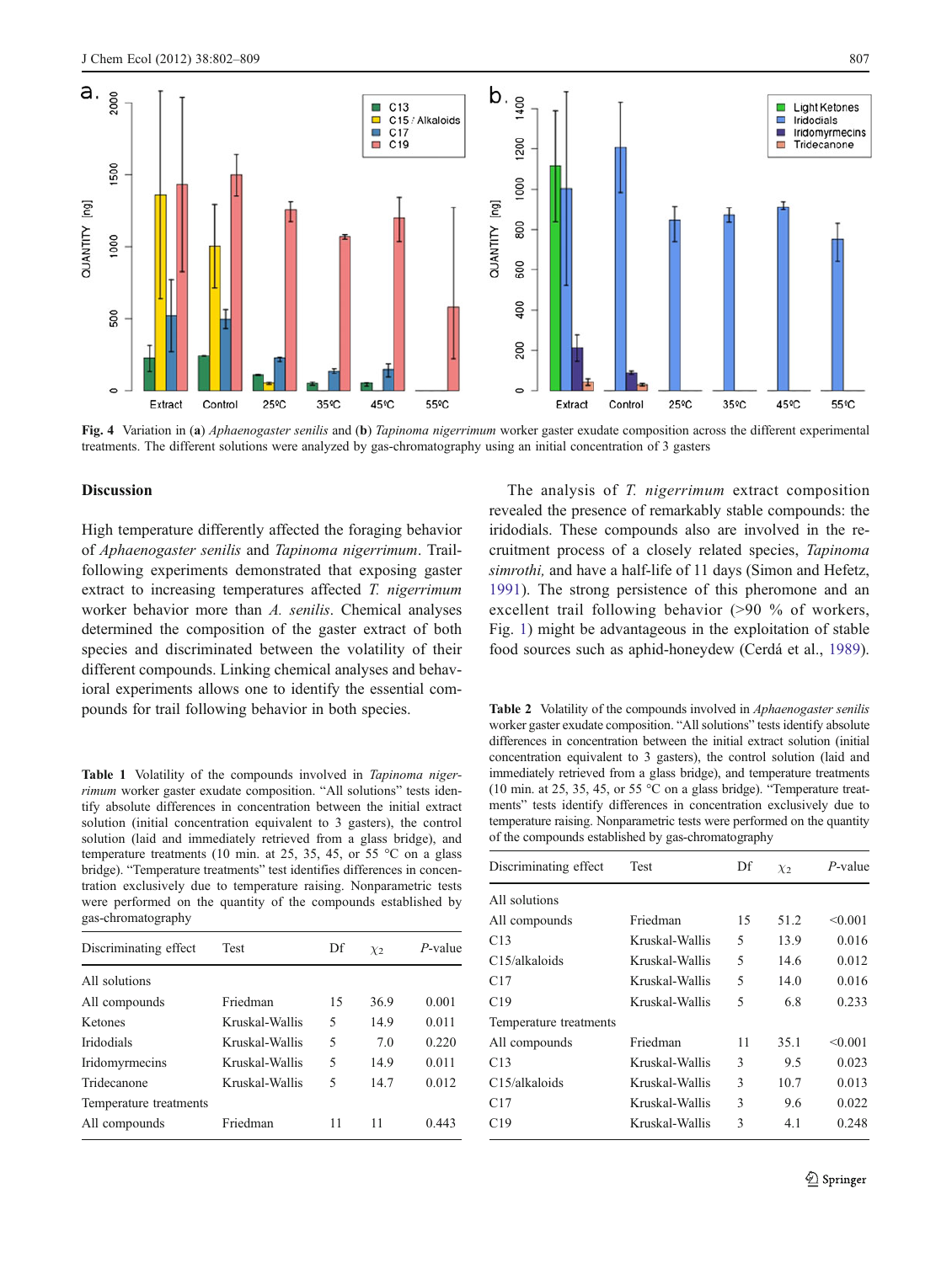**Fig. 4** Variation in (**a**) *Aphaenogaster senilis* and (**b**) *Tapinoma nigerrimum* worker gaster exudate composition across the different experimental treatments. The different solutions were analyzed by gas-chromatography using an initial concentration of 3 gasters

## Discussion

High temperature differently affected the foraging behavior of *Aphaenogaster senilis* and *Tapinoma nigerrimum*. Trail-following experiments demonstrated that exposing gaster extract to increasing temperatures affected *T. nigerrimum* worker behavior more than *A. senilis*. Chemical analyses determined the composition of the gaster extract of both species and discriminated between the volatility of their different compounds. Linking chemical analyses and behavioral experiments allows one to identify the essential compounds for trail following behavior in both species.

**Table 1** Volatility of the compounds involved in *Tapinoma nigerrimum* worker gaster exudate composition. "All solutions" tests identify absolute differences in concentration between the initial extract solution (initial concentration equivalent to 3 gasters), the control solution (laid and immediately retrieved from a glass bridge), and temperature treatments (10 min. at 25, 35, 45, or 55 °C on a glass bridge). "Temperature treatments" test identifies differences in concentration exclusively due to temperature raising. Nonparametric tests were performed on the quantity of the compounds established by gas-chromatography

| Discriminating effect | Test | Df | $\chi_2$ | *P*-value |
|---|---|---|---|---|
| All solutions | | | | |
| All compounds | Friedman | 15 | 36.9 | 0.001 |
| Ketones | Kruskal-Wallis | 5 | 14.9 | 0.011 |
| Iridodials | Kruskal-Wallis | 5 | 7.0 | 0.220 |
| Iridomyrmecins | Kruskal-Wallis | 5 | 14.9 | 0.011 |
| Tridecanone | Kruskal-Wallis | 5 | 14.7 | 0.012 |
| Temperature treatments | | | | |
| All compounds | Friedman | 11 | 11 | 0.443 |

The analysis of *T. nigerrimum* extract composition revealed the presence of remarkably stable compounds: the iridodials. These compounds also are involved in the recruitment process of a closely related species, *Tapinoma simrothi,* and have a half-life of 11 days (Simon and Hefetz, 1991). The strong persistence of this pheromone and an excellent trail following behavior (>90 % of workers, Fig. 1) might be advantageous in the exploitation of stable food sources such as aphid-honeydew (Cerdá et al., 1989).

**Table 2** Volatility of the compounds involved in *Aphaenogaster senilis* worker gaster exudate composition. "All solutions" tests identify absolute differences in concentration between the initial extract solution (initial concentration equivalent to 3 gasters), the control solution (laid and immediately retrieved from a glass bridge), and temperature treatments (10 min. at 25, 35, 45, or 55 °C on a glass bridge). "Temperature treatments" tests identify differences in concentration exclusively due to temperature raising. Nonparametric tests were performed on the quantity of the compounds established by gas-chromatography

| Discriminating effect | Test | Df | $\chi_2$ | *P*-value |
|---|---|---|---|---|
| All solutions | | | | |
| All compounds | Friedman | 15 | 51.2 | <0.001 |
| C13 | Kruskal-Wallis | 5 | 13.9 | 0.016 |
| C15/alkaloids | Kruskal-Wallis | 5 | 14.6 | 0.012 |
| C17 | Kruskal-Wallis | 5 | 14.0 | 0.016 |
| C19 | Kruskal-Wallis | 5 | 6.8 | 0.233 |
| Temperature treatments | | | | |
| All compounds | Friedman | 11 | 35.1 | <0.001 |
| C13 | Kruskal-Wallis | 3 | 9.5 | 0.023 |
| C15/alkaloids | Kruskal-Wallis | 3 | 10.7 | 0.013 |
| C17 | Kruskal-Wallis | 3 | 9.6 | 0.022 |
| C19 | Kruskal-Wallis | 3 | 4.1 | 0.248 |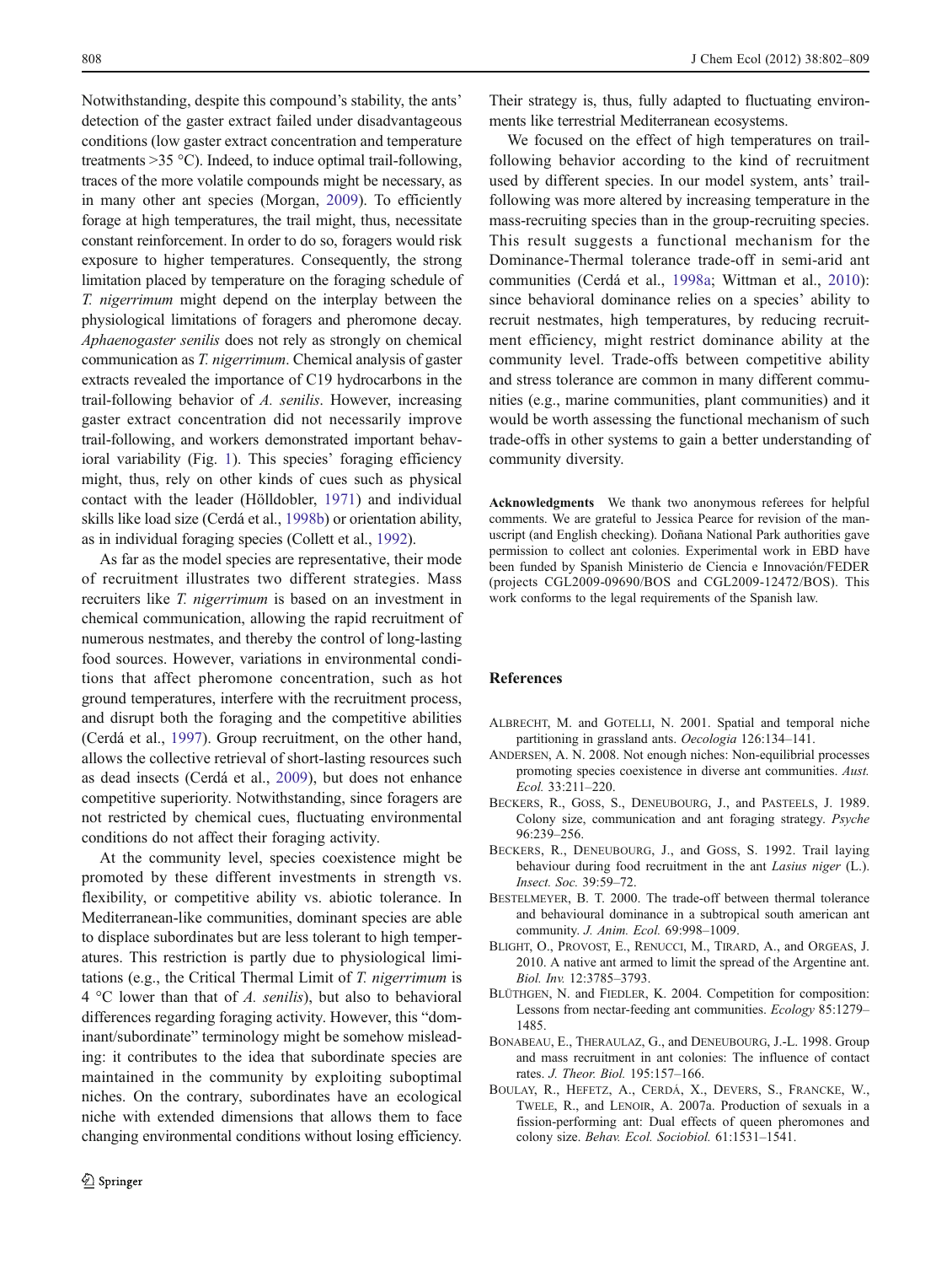Notwithstanding, despite this compound's stability, the ants' detection of the gaster extract failed under disadvantageous conditions (low gaster extract concentration and temperature treatments >35 °C). Indeed, to induce optimal trail-following, traces of the more volatile compounds might be necessary, as in many other ant species (Morgan, 2009). To efficiently forage at high temperatures, the trail might, thus, necessitate constant reinforcement. In order to do so, foragers would risk exposure to higher temperatures. Consequently, the strong limitation placed by temperature on the foraging schedule of *T. nigerrimum* might depend on the interplay between the physiological limitations of foragers and pheromone decay. *Aphaenogaster senilis* does not rely as strongly on chemical communication as *T. nigerrimum*. Chemical analysis of gaster extracts revealed the importance of C19 hydrocarbons in the trail-following behavior of *A. senilis*. However, increasing gaster extract concentration did not necessarily improve trail-following, and workers demonstrated important behavioral variability (Fig. 1). This species' foraging efficiency might, thus, rely on other kinds of cues such as physical contact with the leader (Hölldobler, 1971) and individual skills like load size (Cerdá et al., 1998b) or orientation ability, as in individual foraging species (Collett et al., 1992).

As far as the model species are representative, their mode of recruitment illustrates two different strategies. Mass recruiters like *T. nigerrimum* is based on an investment in chemical communication, allowing the rapid recruitment of numerous nestmates, and thereby the control of long-lasting food sources. However, variations in environmental conditions that affect pheromone concentration, such as hot ground temperatures, interfere with the recruitment process, and disrupt both the foraging and the competitive abilities (Cerdá et al., 1997). Group recruitment, on the other hand, allows the collective retrieval of short-lasting resources such as dead insects (Cerdá et al., 2009), but does not enhance competitive superiority. Notwithstanding, since foragers are not restricted by chemical cues, fluctuating environmental conditions do not affect their foraging activity.

At the community level, species coexistence might be promoted by these different investments in strength vs. flexibility, or competitive ability vs. abiotic tolerance. In Mediterranean-like communities, dominant species are able to displace subordinates but are less tolerant to high temperatures. This restriction is partly due to physiological limitations (e.g., the Critical Thermal Limit of *T. nigerrimum* is 4 °C lower than that of *A. senilis*), but also to behavioral differences regarding foraging activity. However, this "dominant/subordinate" terminology might be somehow misleading: it contributes to the idea that subordinate species are maintained in the community by exploiting suboptimal niches. On the contrary, subordinates have an ecological niche with extended dimensions that allows them to face changing environmental conditions without losing efficiency. Their strategy is, thus, fully adapted to fluctuating environments like terrestrial Mediterranean ecosystems.

We focused on the effect of high temperatures on trail-following behavior according to the kind of recruitment used by different species. In our model system, ants' trail-following was more altered by increasing temperature in the mass-recruiting species than in the group-recruiting species. This result suggests a functional mechanism for the Dominance-Thermal tolerance trade-off in semi-arid ant communities (Cerdá et al., 1998a; Wittman et al., 2010): since behavioral dominance relies on a species' ability to recruit nestmates, high temperatures, by reducing recruitment efficiency, might restrict dominance ability at the community level. Trade-offs between competitive ability and stress tolerance are common in many different communities (e.g., marine communities, plant communities) and it would be worth assessing the functional mechanism of such trade-offs in other systems to gain a better understanding of community diversity.

**Acknowledgments** We thank two anonymous referees for helpful comments. We are grateful to Jessica Pearce for revision of the manuscript (and English checking). Doñana National Park authorities gave permission to collect ant colonies. Experimental work in EBD have been funded by Spanish Ministerio de Ciencia e Innovación/FEDER (projects CGL2009-09690/BOS and CGL2009-12472/BOS). This work conforms to the legal requirements of the Spanish law.

## References

Albrecht, M. and Gotelli, N. 2001. Spatial and temporal niche partitioning in grassland ants. *Oecologia* 126:134–141.

Andersen, A. N. 2008. Not enough niches: Non-equilibrial processes promoting species coexistence in diverse ant communities. *Aust. Ecol.* 33:211–220.

Beckers, R., Goss, S., Deneubourg, J., and Pasteels, J. 1989. Colony size, communication and ant foraging strategy. *Psyche* 96:239–256.

Beckers, R., Deneubourg, J., and Goss, S. 1992. Trail laying behaviour during food recruitment in the ant *Lasius niger* (L.). *Insect. Soc.* 39:59–72.

Bestelmeyer, B. T. 2000. The trade-off between thermal tolerance and behavioural dominance in a subtropical south american ant community. *J. Anim. Ecol.* 69:998–1009.

Blight, O., Provost, E., Renucci, M., Tirard, A., and Orgeas, J. 2010. A native ant armed to limit the spread of the Argentine ant. *Biol. Inv.* 12:3785–3793.

Blüthgen, N. and Fiedler, K. 2004. Competition for composition: Lessons from nectar-feeding ant communities. *Ecology* 85:1279–1485.

Bonabeau, E., Theraulaz, G., and Deneubourg, J.-L. 1998. Group and mass recruitment in ant colonies: The influence of contact rates. *J. Theor. Biol.* 195:157–166.

Boulay, R., Hefetz, A., Cerdá, X., Devers, S., Francke, W., Twele, R., and Lenoir, A. 2007a. Production of sexuals in a fission-performing ant: Dual effects of queen pheromones and colony size. *Behav. Ecol. Sociobiol.* 61:1531–1541.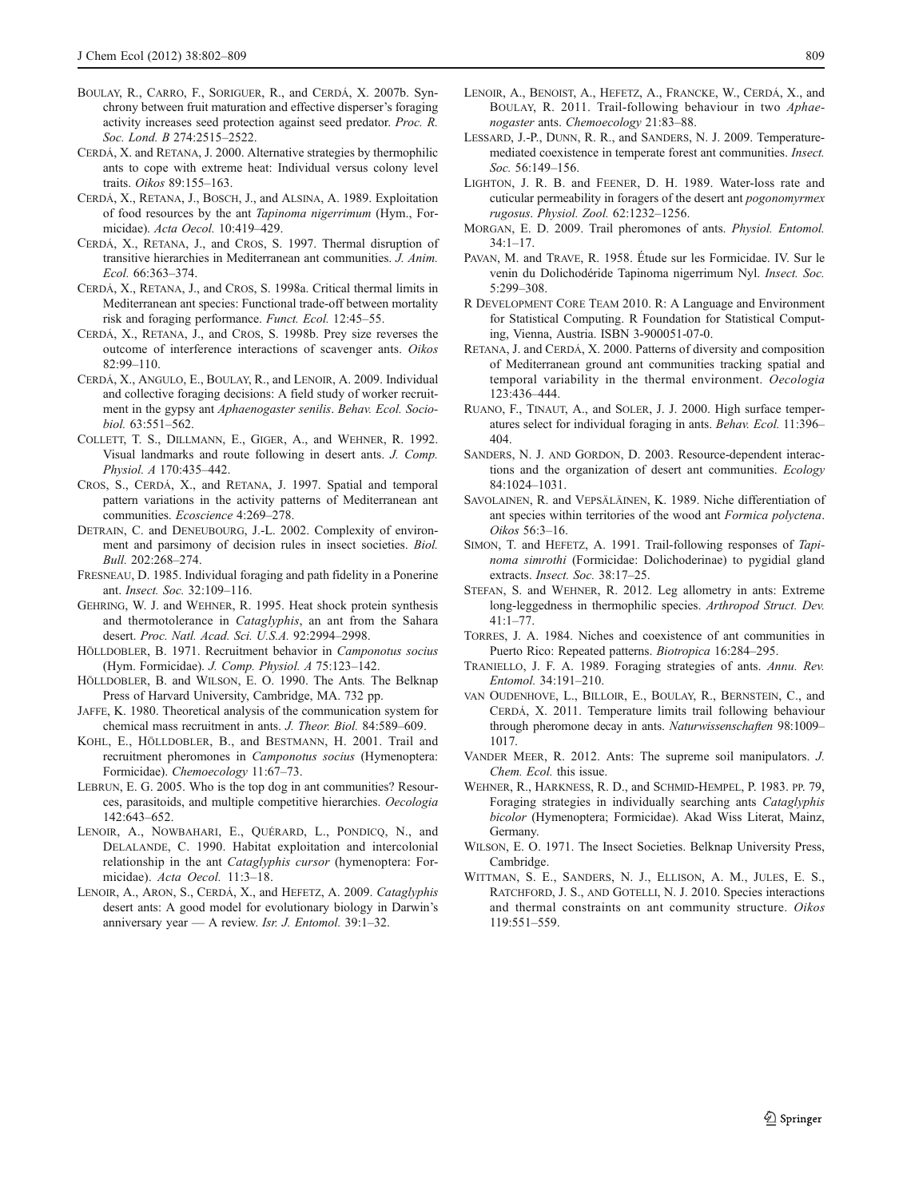Boulay, R., Carro, F., Soriguer, R., and Cerdá, X. 2007b. Synchrony between fruit maturation and effective disperser's foraging activity increases seed protection against seed predator. *Proc. R. Soc. Lond. B* 274:2515–2522.

Cerdá, X. and Retana, J. 2000. Alternative strategies by thermophilic ants to cope with extreme heat: Individual versus colony level traits. *Oikos* 89:155–163.

Cerdá, X., Retana, J., Bosch, J., and Alsina, A. 1989. Exploitation of food resources by the ant *Tapinoma nigerrimum* (Hym., Formicidae). *Acta Oecol.* 10:419–429.

Cerdá, X., Retana, J., and Cros, S. 1997. Thermal disruption of transitive hierarchies in Mediterranean ant communities. *J. Anim. Ecol.* 66:363–374.

Cerdá, X., Retana, J., and Cros, S. 1998a. Critical thermal limits in Mediterranean ant species: Functional trade-off between mortality risk and foraging performance. *Funct. Ecol.* 12:45–55.

Cerdá, X., Retana, J., and Cros, S. 1998b. Prey size reverses the outcome of interference interactions of scavenger ants. *Oikos* 82:99–110.

Cerdá, X., Angulo, E., Boulay, R., and Lenoir, A. 2009. Individual and collective foraging decisions: A field study of worker recruitment in the gypsy ant *Aphaenogaster senilis*. *Behav. Ecol. Sociobiol.* 63:551–562.

Collett, T. S., Dillmann, E., Giger, A., and Wehner, R. 1992. Visual landmarks and route following in desert ants. *J. Comp. Physiol. A* 170:435–442.

Cros, S., Cerdá, X., and Retana, J. 1997. Spatial and temporal pattern variations in the activity patterns of Mediterranean ant communities. *Ecoscience* 4:269–278.

Detrain, C. and Deneubourg, J.-L. 2002. Complexity of environment and parsimony of decision rules in insect societies. *Biol. Bull.* 202:268–274.

Fresneau, D. 1985. Individual foraging and path fidelity in a Ponerine ant. *Insect. Soc.* 32:109–116.

Gehring, W. J. and Wehner, R. 1995. Heat shock protein synthesis and thermotolerance in *Cataglyphis*, an ant from the Sahara desert. *Proc. Natl. Acad. Sci. U.S.A.* 92:2994–2998.

Hölldobler, B. 1971. Recruitment behavior in *Camponotus socius* (Hym. Formicidae). *J. Comp. Physiol. A* 75:123–142.

Hölldobler, B. and Wilson, E. O. 1990. The Ants*.* The Belknap Press of Harvard University, Cambridge, MA. 732 pp.

Jaffe, K. 1980. Theoretical analysis of the communication system for chemical mass recruitment in ants. *J. Theor. Biol.* 84:589–609.

Kohl, E., Hölldobler, B., and Bestmann, H. 2001. Trail and recruitment pheromones in *Camponotus socius* (Hymenoptera: Formicidae). *Chemoecology* 11:67–73.

Lebrun, E. G. 2005. Who is the top dog in ant communities? Resources, parasitoids, and multiple competitive hierarchies. *Oecologia* 142:643–652.

Lenoir, A., Nowbahari, E., Quérard, L., Pondicq, N., and Delalande, C. 1990. Habitat exploitation and intercolonial relationship in the ant *Cataglyphis cursor* (hymenoptera: Formicidae). *Acta Oecol.* 11:3–18.

Lenoir, A., Aron, S., Cerdá, X., and Hefetz, A. 2009. *Cataglyphis* desert ants: A good model for evolutionary biology in Darwin's anniversary year — A review. *Isr. J. Entomol.* 39:1–32.

Lenoir, A., Benoist, A., Hefetz, A., Francke, W., Cerdá, X., and Boulay, R. 2011. Trail-following behaviour in two *Aphaenogaster* ants. *Chemoecology* 21:83–88.

Lessard, J.-P., Dunn, R. R., and Sanders, N. J. 2009. Temperature-mediated coexistence in temperate forest ant communities. *Insect. Soc.* 56:149–156.

Lighton, J. R. B. and Feener, D. H. 1989. Water-loss rate and cuticular permeability in foragers of the desert ant *pogonomyrmex rugosus*. *Physiol. Zool.* 62:1232–1256.

Morgan, E. D. 2009. Trail pheromones of ants. *Physiol. Entomol.* 34:1–17.

Pavan, M. and Trave, R. 1958. Étude sur les Formicidae. IV. Sur le venin du Dolichodéride Tapinoma nigerrimum Nyl. *Insect. Soc.* 5:299–308.

R Development Core Team 2010. R: A Language and Environment for Statistical Computing. R Foundation for Statistical Computing, Vienna, Austria. ISBN 3-900051-07-0.

Retana, J. and Cerdá, X. 2000. Patterns of diversity and composition of Mediterranean ground ant communities tracking spatial and temporal variability in the thermal environment. *Oecologia* 123:436–444.

Ruano, F., Tinaut, A., and Soler, J. J. 2000. High surface temperatures select for individual foraging in ants. *Behav. Ecol.* 11:396–404.

Sanders, N. J. and Gordon, D. 2003. Resource-dependent interactions and the organization of desert ant communities. *Ecology* 84:1024–1031.

Savolainen, R. and Vepsäläinen, K. 1989. Niche differentiation of ant species within territories of the wood ant *Formica polyctena*. *Oikos* 56:3–16.

Simon, T. and Hefetz, A. 1991. Trail-following responses of *Tapinoma simrothi* (Formicidae: Dolichoderinae) to pygidial gland extracts. *Insect. Soc.* 38:17–25.

Stefan, S. and Wehner, R. 2012. Leg allometry in ants: Extreme long-leggedness in thermophilic species. *Arthropod Struct. Dev.* 41:1–77.

Torres, J. A. 1984. Niches and coexistence of ant communities in Puerto Rico: Repeated patterns. *Biotropica* 16:284–295.

Traniello, J. F. A. 1989. Foraging strategies of ants. *Annu. Rev. Entomol.* 34:191–210.

van Oudenhove, L., Billoir, E., Boulay, R., Bernstein, C., and Cerdá, X. 2011. Temperature limits trail following behaviour through pheromone decay in ants. *Naturwissenschaften* 98:1009–1017.

Vander Meer, R. 2012. Ants: The supreme soil manipulators. *J. Chem. Ecol.* this issue.

Wehner, R., Harkness, R. D., and Schmid-Hempel, P. 1983. pp. 79, Foraging strategies in individually searching ants *Cataglyphis bicolor* (Hymenoptera; Formicidae). Akad Wiss Literat, Mainz, Germany.

Wilson, E. O. 1971. The Insect Societies. Belknap University Press, Cambridge.

Wittman, S. E., Sanders, N. J., Ellison, A. M., Jules, E. S., Ratchford, J. S., and Gotelli, N. J. 2010. Species interactions and thermal constraints on ant community structure. *Oikos* 119:551–559.